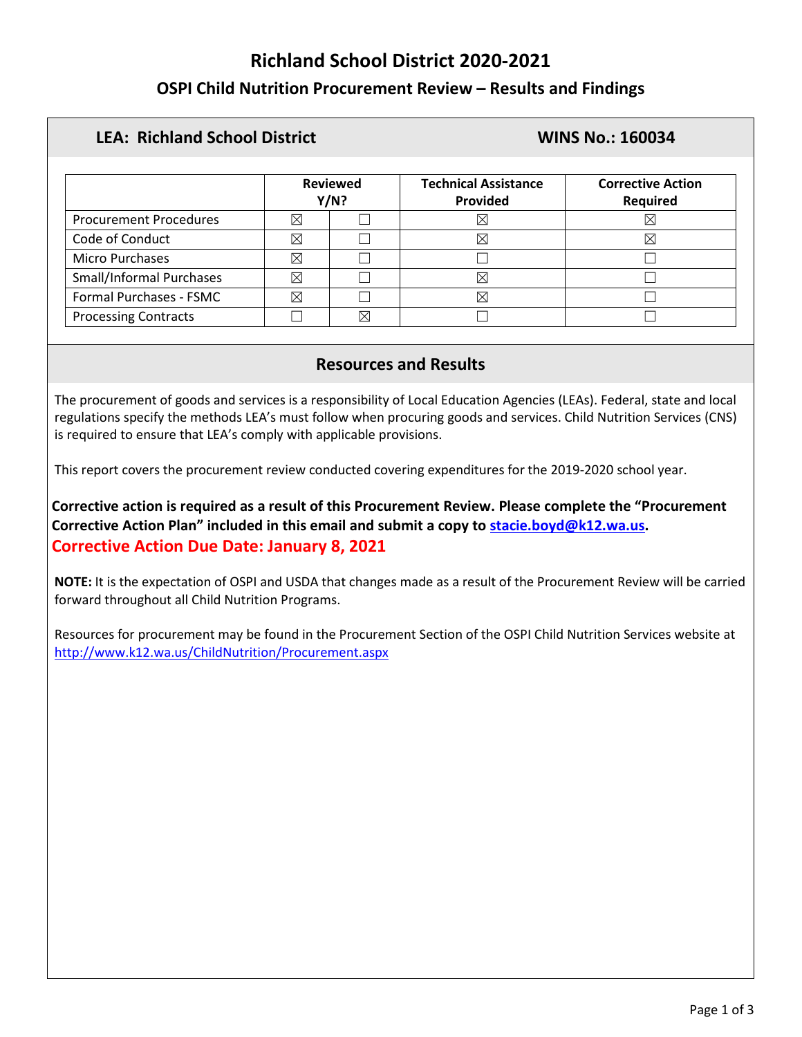# Richland School District 2020-2021

## OSPI Child Nutrition Procurement Review – Results and Findings

**LEA: Richland School District** **WINS No.: 160034**

| | Reviewed Y/N? | | Technical Assistance Provided | Corrective Action Required |
|---|---|---|---|---|
| Procurement Procedures | ☒ | ☐ | ☒ | ☒ |
| Code of Conduct | ☒ | ☐ | ☒ | ☒ |
| Micro Purchases | ☒ | ☐ | ☐ | ☐ |
| Small/Informal Purchases | ☒ | ☐ | ☒ | ☐ |
| Formal Purchases - FSMC | ☒ | ☐ | ☒ | ☐ |
| Processing Contracts | ☐ | ☒ | ☐ | ☐ |

## Resources and Results

The procurement of goods and services is a responsibility of Local Education Agencies (LEAs). Federal, state and local regulations specify the methods LEA's must follow when procuring goods and services. Child Nutrition Services (CNS) is required to ensure that LEA's comply with applicable provisions.

This report covers the procurement review conducted covering expenditures for the 2019-2020 school year.

**Corrective action is required as a result of this Procurement Review. Please complete the "Procurement Corrective Action Plan" included in this email and submit a copy to stacie.boyd@k12.wa.us.**
**Corrective Action Due Date: January 8, 2021**

**NOTE:** It is the expectation of OSPI and USDA that changes made as a result of the Procurement Review will be carried forward throughout all Child Nutrition Programs.

Resources for procurement may be found in the Procurement Section of the OSPI Child Nutrition Services website at http://www.k12.wa.us/ChildNutrition/Procurement.aspx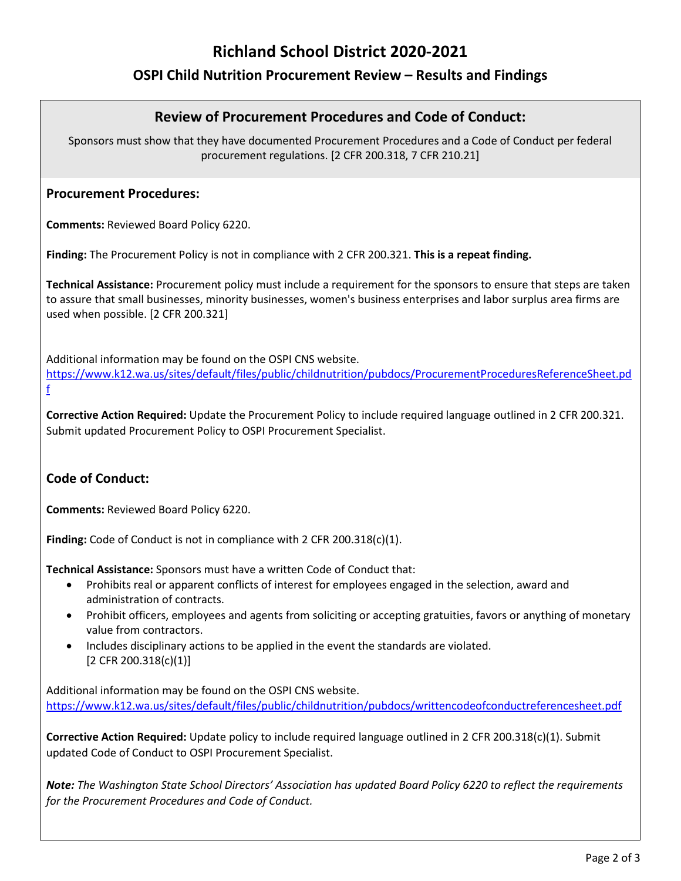# Richland School District 2020-2021

## OSPI Child Nutrition Procurement Review – Results and Findings

### Review of Procurement Procedures and Code of Conduct:

Sponsors must show that they have documented Procurement Procedures and a Code of Conduct per federal procurement regulations. [2 CFR 200.318, 7 CFR 210.21]

### Procurement Procedures:

**Comments:** Reviewed Board Policy 6220.

**Finding:** The Procurement Policy is not in compliance with 2 CFR 200.321. **This is a repeat finding.**

**Technical Assistance:** Procurement policy must include a requirement for the sponsors to ensure that steps are taken to assure that small businesses, minority businesses, women's business enterprises and labor surplus area firms are used when possible. [2 CFR 200.321]

Additional information may be found on the OSPI CNS website.
https://www.k12.wa.us/sites/default/files/public/childnutrition/pubdocs/ProcurementProceduresReferenceSheet.pdf

**Corrective Action Required:** Update the Procurement Policy to include required language outlined in 2 CFR 200.321. Submit updated Procurement Policy to OSPI Procurement Specialist.

### Code of Conduct:

**Comments:** Reviewed Board Policy 6220.

**Finding:** Code of Conduct is not in compliance with 2 CFR 200.318(c)(1).

**Technical Assistance:** Sponsors must have a written Code of Conduct that:

- Prohibits real or apparent conflicts of interest for employees engaged in the selection, award and administration of contracts.
- Prohibit officers, employees and agents from soliciting or accepting gratuities, favors or anything of monetary value from contractors.
- Includes disciplinary actions to be applied in the event the standards are violated.
  [2 CFR 200.318(c)(1)]

Additional information may be found on the OSPI CNS website.
https://www.k12.wa.us/sites/default/files/public/childnutrition/pubdocs/writtencodeofconductreferencesheet.pdf

**Corrective Action Required:** Update policy to include required language outlined in 2 CFR 200.318(c)(1). Submit updated Code of Conduct to OSPI Procurement Specialist.

***Note:*** *The Washington State School Directors' Association has updated Board Policy 6220 to reflect the requirements for the Procurement Procedures and Code of Conduct.*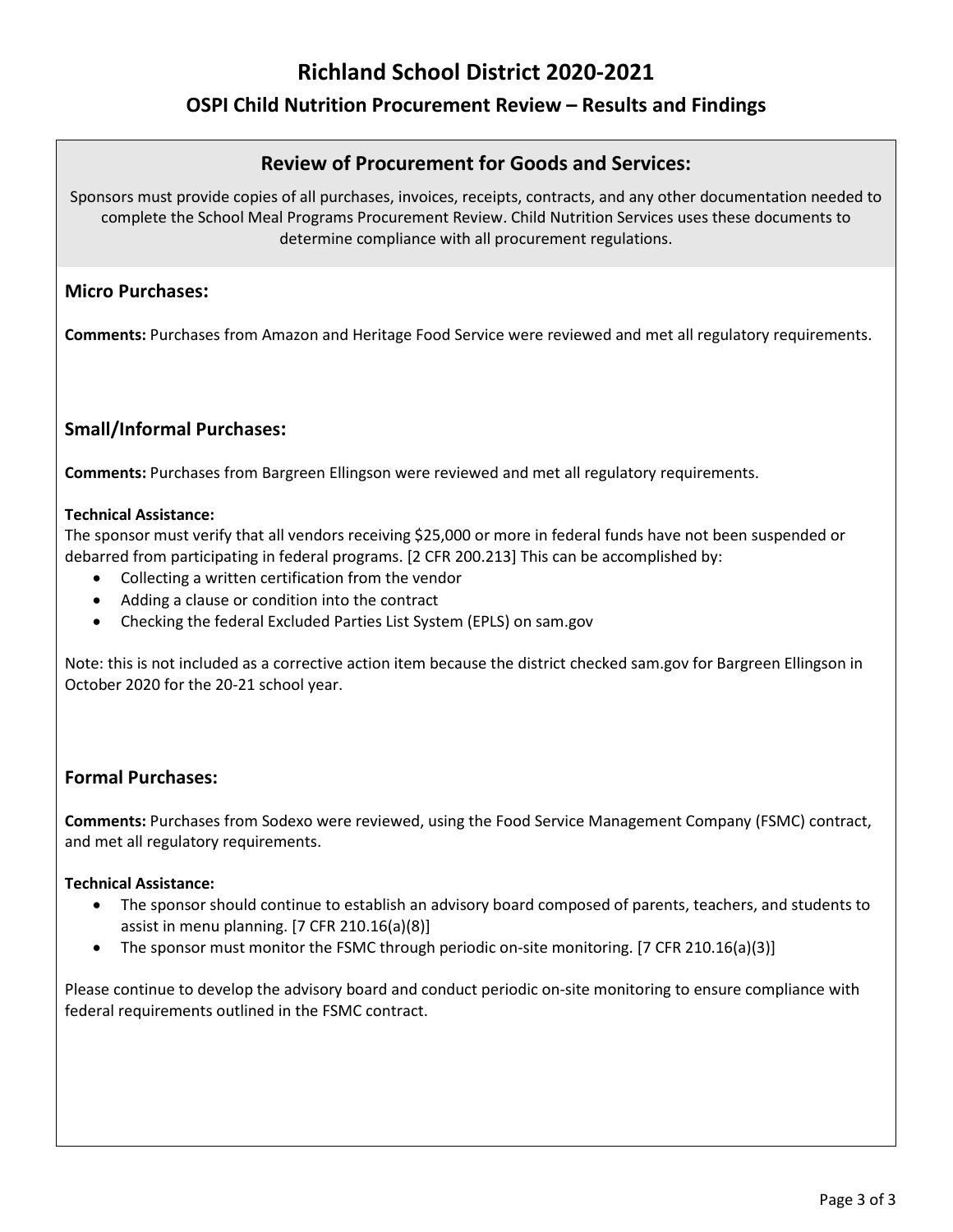# Richland School District 2020-2021

## OSPI Child Nutrition Procurement Review – Results and Findings

### Review of Procurement for Goods and Services:

Sponsors must provide copies of all purchases, invoices, receipts, contracts, and any other documentation needed to complete the School Meal Programs Procurement Review. Child Nutrition Services uses these documents to determine compliance with all procurement regulations.

### Micro Purchases:

**Comments:** Purchases from Amazon and Heritage Food Service were reviewed and met all regulatory requirements.

### Small/Informal Purchases:

**Comments:** Purchases from Bargreen Ellingson were reviewed and met all regulatory requirements.

**Technical Assistance:**
The sponsor must verify that all vendors receiving $25,000 or more in federal funds have not been suspended or debarred from participating in federal programs. [2 CFR 200.213] This can be accomplished by:

- Collecting a written certification from the vendor
- Adding a clause or condition into the contract
- Checking the federal Excluded Parties List System (EPLS) on sam.gov

Note: this is not included as a corrective action item because the district checked sam.gov for Bargreen Ellingson in October 2020 for the 20-21 school year.

### Formal Purchases:

**Comments:** Purchases from Sodexo were reviewed, using the Food Service Management Company (FSMC) contract, and met all regulatory requirements.

**Technical Assistance:**

- The sponsor should continue to establish an advisory board composed of parents, teachers, and students to assist in menu planning. [7 CFR 210.16(a)(8)]
- The sponsor must monitor the FSMC through periodic on-site monitoring. [7 CFR 210.16(a)(3)]

Please continue to develop the advisory board and conduct periodic on-site monitoring to ensure compliance with federal requirements outlined in the FSMC contract.